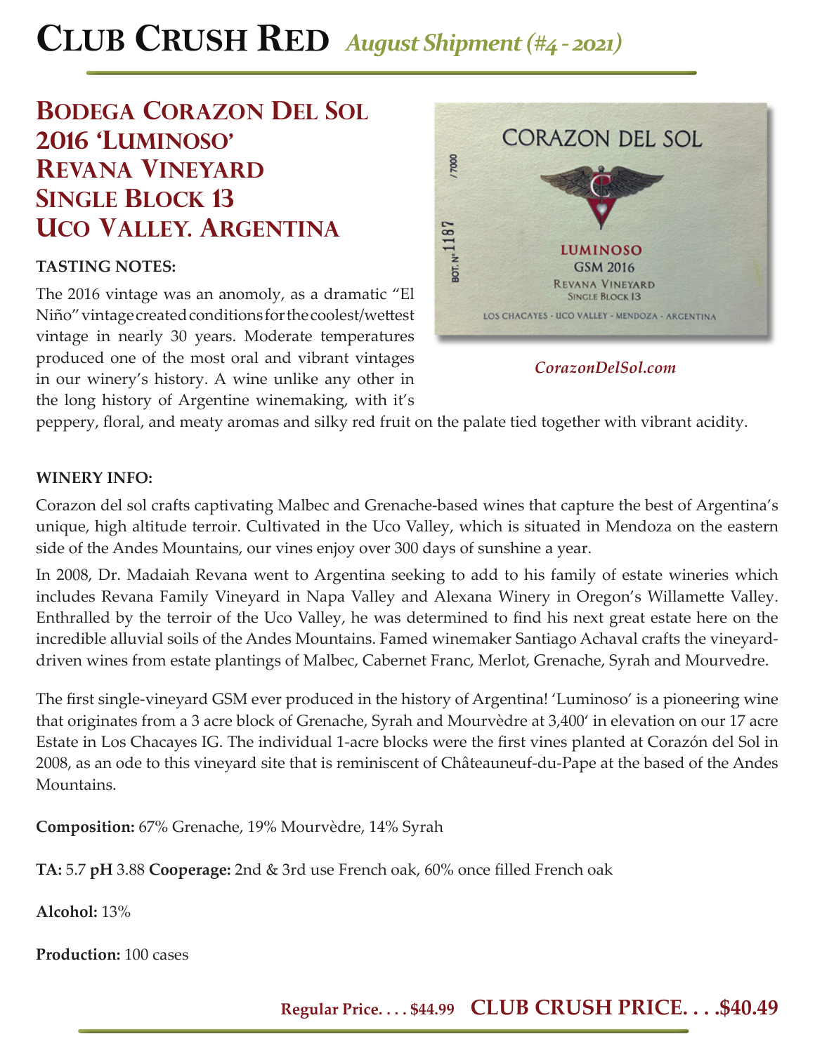# Club Crush Red *August Shipment (#4 - 2021)*

## Bodega Corazon Del Sol 2016 'Luminoso' Revana Vineyard Single Block 13 Uco Valley. Argentina

CORAZON DEL SOL

LUMINOSO
GSM 2016
Revana Vineyard
Single Block 13
LOS CHACAYES - UCO VALLEY - MENDOZA - ARGENTINA

BOT. Nº 1187 /7000

*CorazonDelSol.com*

**TASTING NOTES:**

The 2016 vintage was an anomoly, as a dramatic "El Niño" vintage created conditions for the coolest/wettest vintage in nearly 30 years. Moderate temperatures produced one of the most oral and vibrant vintages in our winery's history. A wine unlike any other in the long history of Argentine winemaking, with it's peppery, floral, and meaty aromas and silky red fruit on the palate tied together with vibrant acidity.

**WINERY INFO:**

Corazon del sol crafts captivating Malbec and Grenache-based wines that capture the best of Argentina's unique, high altitude terroir. Cultivated in the Uco Valley, which is situated in Mendoza on the eastern side of the Andes Mountains, our vines enjoy over 300 days of sunshine a year.

In 2008, Dr. Madaiah Revana went to Argentina seeking to add to his family of estate wineries which includes Revana Family Vineyard in Napa Valley and Alexana Winery in Oregon's Willamette Valley. Enthralled by the terroir of the Uco Valley, he was determined to find his next great estate here on the incredible alluvial soils of the Andes Mountains. Famed winemaker Santiago Achaval crafts the vineyard-driven wines from estate plantings of Malbec, Cabernet Franc, Merlot, Grenache, Syrah and Mourvedre.

The first single-vineyard GSM ever produced in the history of Argentina! 'Luminoso' is a pioneering wine that originates from a 3 acre block of Grenache, Syrah and Mourvèdre at 3,400' in elevation on our 17 acre Estate in Los Chacayes IG. The individual 1-acre blocks were the first vines planted at Corazón del Sol in 2008, as an ode to this vineyard site that is reminiscent of Châteauneuf-du-Pape at the based of the Andes Mountains.

**Composition:** 67% Grenache, 19% Mourvèdre, 14% Syrah

**TA:** 5.7 **pH** 3.88 **Cooperage:** 2nd & 3rd use French oak, 60% once filled French oak

**Alcohol:** 13%

**Production:** 100 cases

**Regular Price. . . . $44.99** **CLUB CRUSH PRICE. . . .$40.49**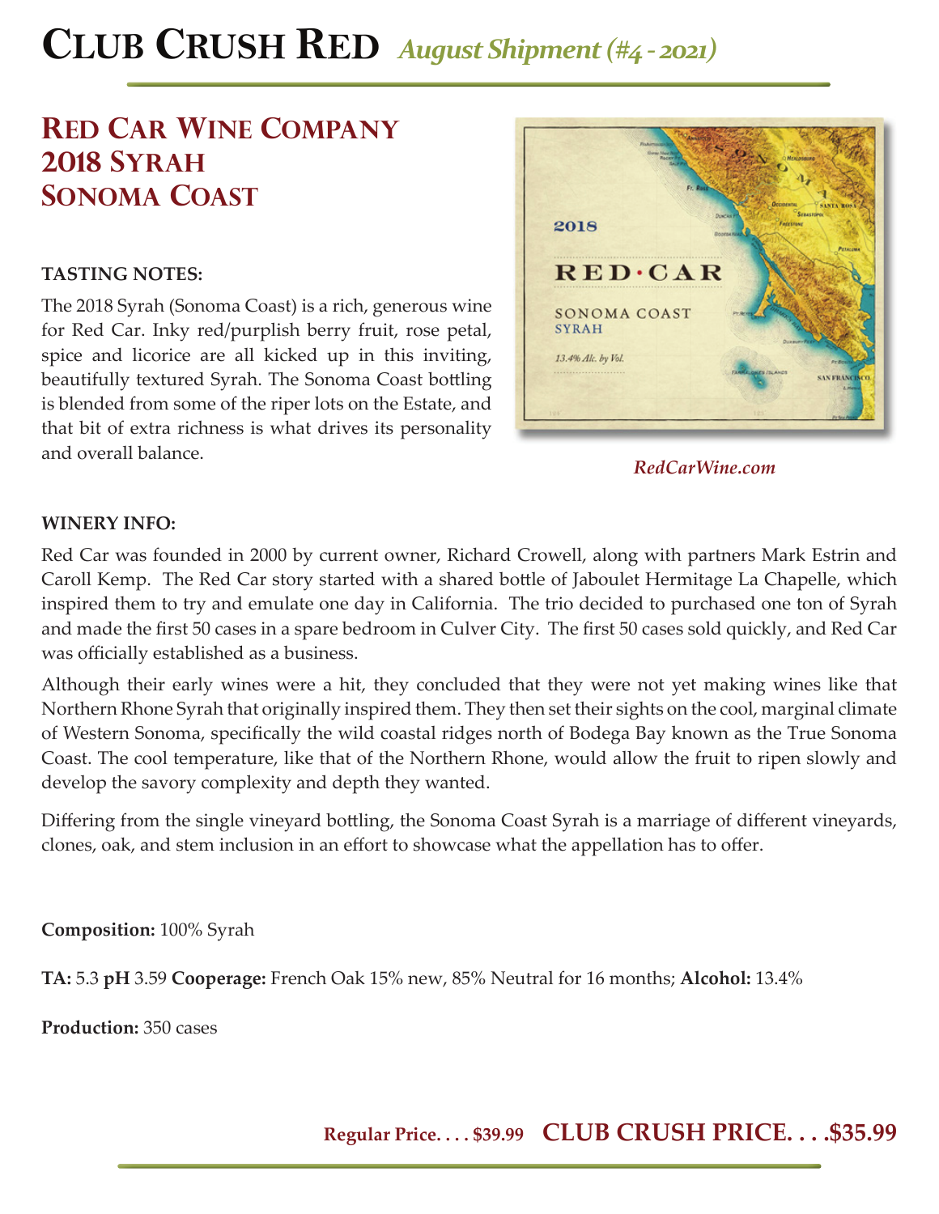# Club Crush Red *August Shipment (#4 - 2021)*

## Red Car Wine Company
## 2018 Syrah
## Sonoma Coast

**TASTING NOTES:**

The 2018 Syrah (Sonoma Coast) is a rich, generous wine for Red Car. Inky red/purplish berry fruit, rose petal, spice and licorice are all kicked up in this inviting, beautifully textured Syrah. The Sonoma Coast bottling is blended from some of the riper lots on the Estate, and that bit of extra richness is what drives its personality and overall balance.

*RedCarWine.com*

**WINERY INFO:**

Red Car was founded in 2000 by current owner, Richard Crowell, along with partners Mark Estrin and Caroll Kemp. The Red Car story started with a shared bottle of Jaboulet Hermitage La Chapelle, which inspired them to try and emulate one day in California. The trio decided to purchased one ton of Syrah and made the first 50 cases in a spare bedroom in Culver City. The first 50 cases sold quickly, and Red Car was officially established as a business.

Although their early wines were a hit, they concluded that they were not yet making wines like that Northern Rhone Syrah that originally inspired them. They then set their sights on the cool, marginal climate of Western Sonoma, specifically the wild coastal ridges north of Bodega Bay known as the True Sonoma Coast. The cool temperature, like that of the Northern Rhone, would allow the fruit to ripen slowly and develop the savory complexity and depth they wanted.

Differing from the single vineyard bottling, the Sonoma Coast Syrah is a marriage of different vineyards, clones, oak, and stem inclusion in an effort to showcase what the appellation has to offer.

**Composition:** 100% Syrah

**TA:** 5.3 **pH** 3.59 **Cooperage:** French Oak 15% new, 85% Neutral for 16 months; **Alcohol:** 13.4%

**Production:** 350 cases

**Regular Price. . . . $39.99** **CLUB CRUSH PRICE. . . .$35.99**